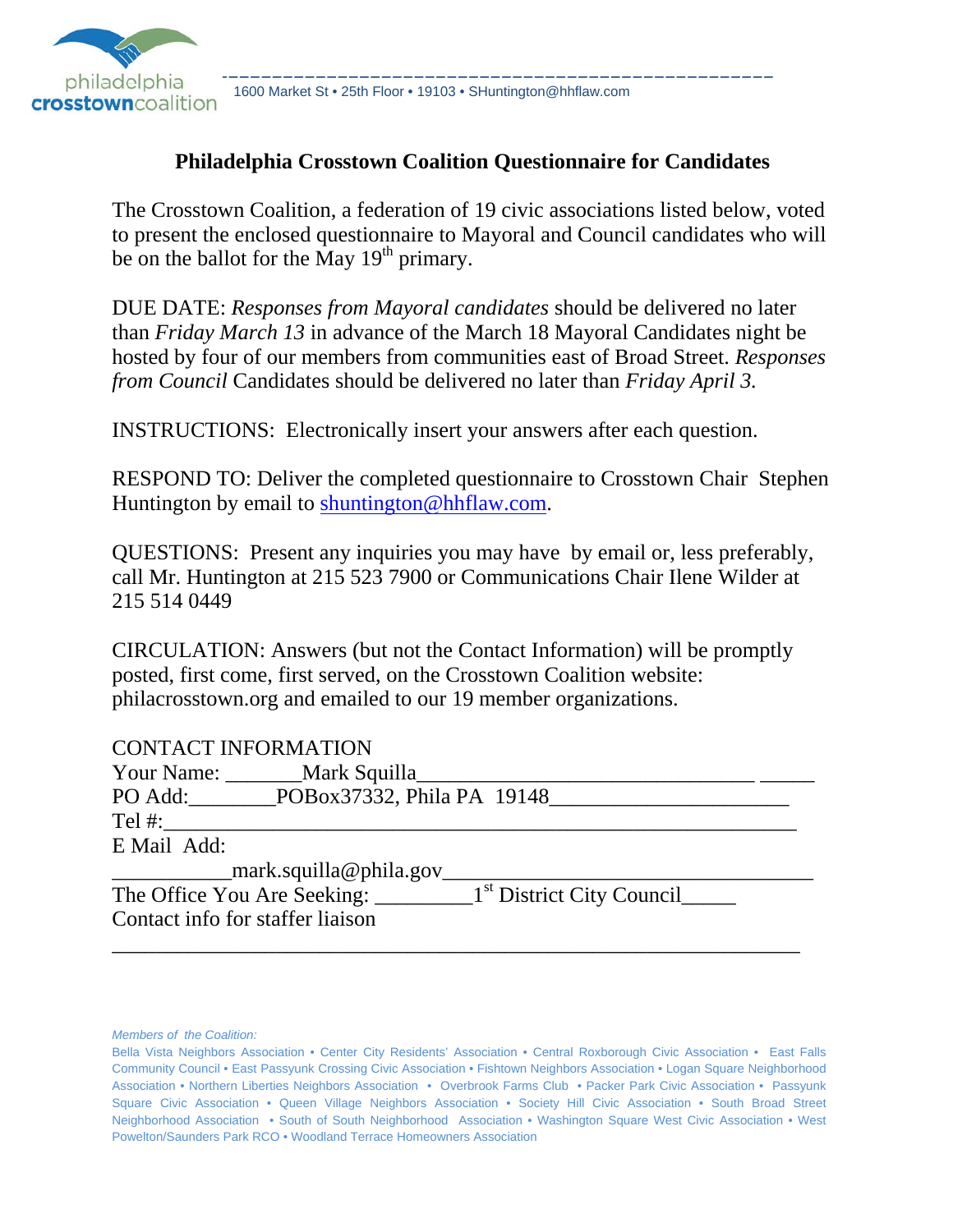philadelphia crosstowncoalition

1600 Market St • 25th Floor • 19103 • SHuntington@hhflaw.com

## Philadelphia Crosstown Coalition Questionnaire for Candidates

The Crosstown Coalition, a federation of 19 civic associations listed below, voted to present the enclosed questionnaire to Mayoral and Council candidates who will be on the ballot for the May 19th primary.

DUE DATE: *Responses from Mayoral candidates* should be delivered no later than *Friday March 13* in advance of the March 18 Mayoral Candidates night be hosted by four of our members from communities east of Broad Street. *Responses from Council* Candidates should be delivered no later than *Friday April 3.*

INSTRUCTIONS: Electronically insert your answers after each question.

RESPOND TO: Deliver the completed questionnaire to Crosstown Chair Stephen Huntington by email to shuntington@hhflaw.com.

QUESTIONS: Present any inquiries you may have by email or, less preferably, call Mr. Huntington at 215 523 7900 or Communications Chair Ilene Wilder at 215 514 0449

CIRCULATION: Answers (but not the Contact Information) will be promptly posted, first come, first served, on the Crosstown Coalition website: philacrosstown.org and emailed to our 19 member organizations.

CONTACT INFORMATION
Your Name: _______Mark Squilla_______________________________ _____
PO Add:________POBox37332, Phila PA 19148______________________
Tel #:__________________________________________________________
E Mail Add:
___________mark.squilla@phila.gov__________________________________
The Office You Are Seeking: _________1st District City Council_____
Contact info for staffer liaison
________________________________________________________________

*Members of the Coalition:*
Bella Vista Neighbors Association • Center City Residents' Association • Central Roxborough Civic Association • East Falls Community Council • East Passyunk Crossing Civic Association • Fishtown Neighbors Association • Logan Square Neighborhood Association • Northern Liberties Neighbors Association • Overbrook Farms Club • Packer Park Civic Association • Passyunk Square Civic Association • Queen Village Neighbors Association • Society Hill Civic Association • South Broad Street Neighborhood Association • South of South Neighborhood Association • Washington Square West Civic Association • West Powelton/Saunders Park RCO • Woodland Terrace Homeowners Association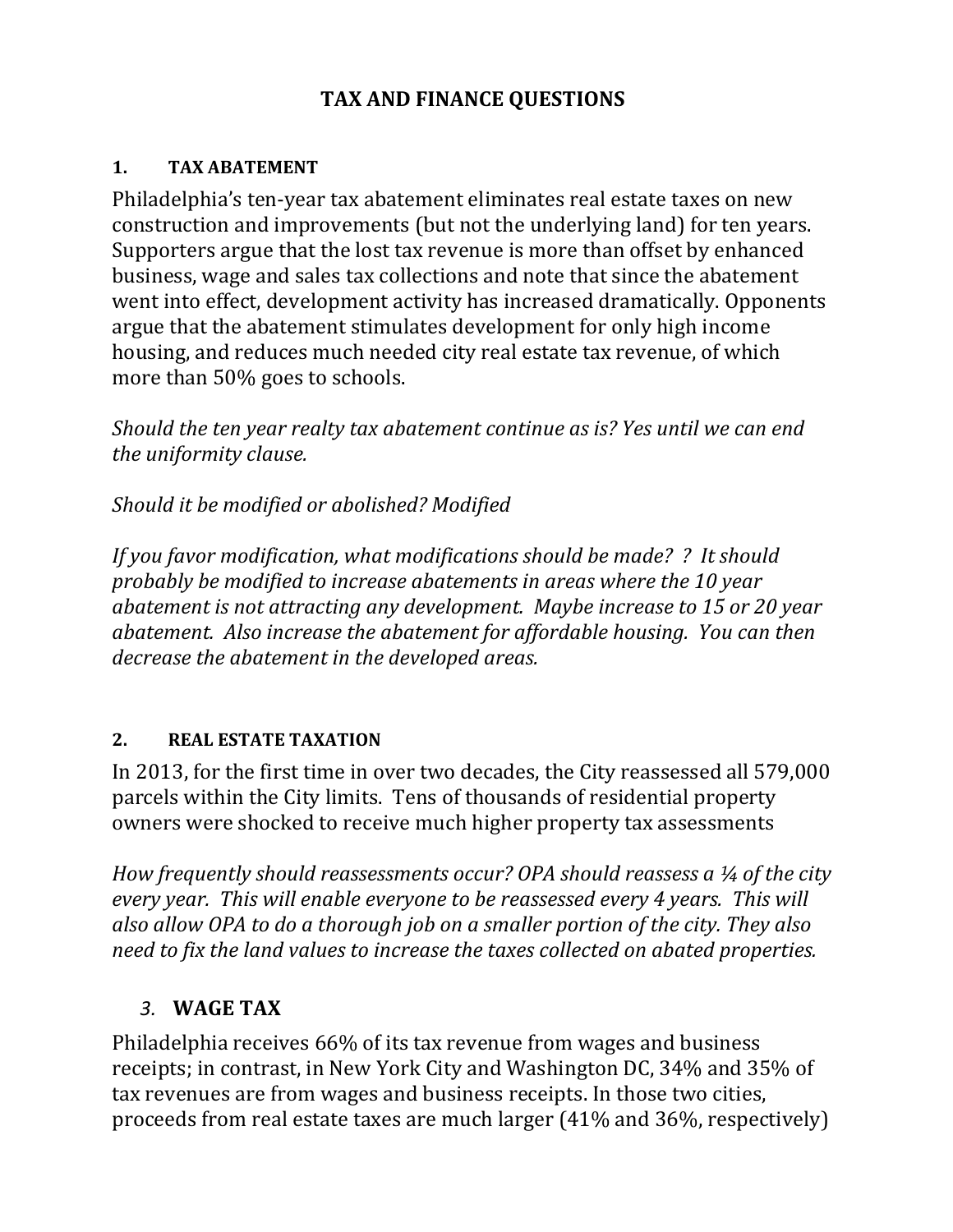# TAX AND FINANCE QUESTIONS

## 1. TAX ABATEMENT

Philadelphia's ten-year tax abatement eliminates real estate taxes on new construction and improvements (but not the underlying land) for ten years. Supporters argue that the lost tax revenue is more than offset by enhanced business, wage and sales tax collections and note that since the abatement went into effect, development activity has increased dramatically. Opponents argue that the abatement stimulates development for only high income housing, and reduces much needed city real estate tax revenue, of which more than 50% goes to schools.

*Should the ten year realty tax abatement continue as is? Yes until we can end the uniformity clause.*

*Should it be modified or abolished? Modified*

*If you favor modification, what modifications should be made? ? It should probably be modified to increase abatements in areas where the 10 year abatement is not attracting any development. Maybe increase to 15 or 20 year abatement. Also increase the abatement for affordable housing. You can then decrease the abatement in the developed areas.*

## 2. REAL ESTATE TAXATION

In 2013, for the first time in over two decades, the City reassessed all 579,000 parcels within the City limits. Tens of thousands of residential property owners were shocked to receive much higher property tax assessments

*How frequently should reassessments occur? OPA should reassess a ¼ of the city every year. This will enable everyone to be reassessed every 4 years. This will also allow OPA to do a thorough job on a smaller portion of the city. They also need to fix the land values to increase the taxes collected on abated properties.*

## 3. WAGE TAX

Philadelphia receives 66% of its tax revenue from wages and business receipts; in contrast, in New York City and Washington DC, 34% and 35% of tax revenues are from wages and business receipts. In those two cities, proceeds from real estate taxes are much larger (41% and 36%, respectively)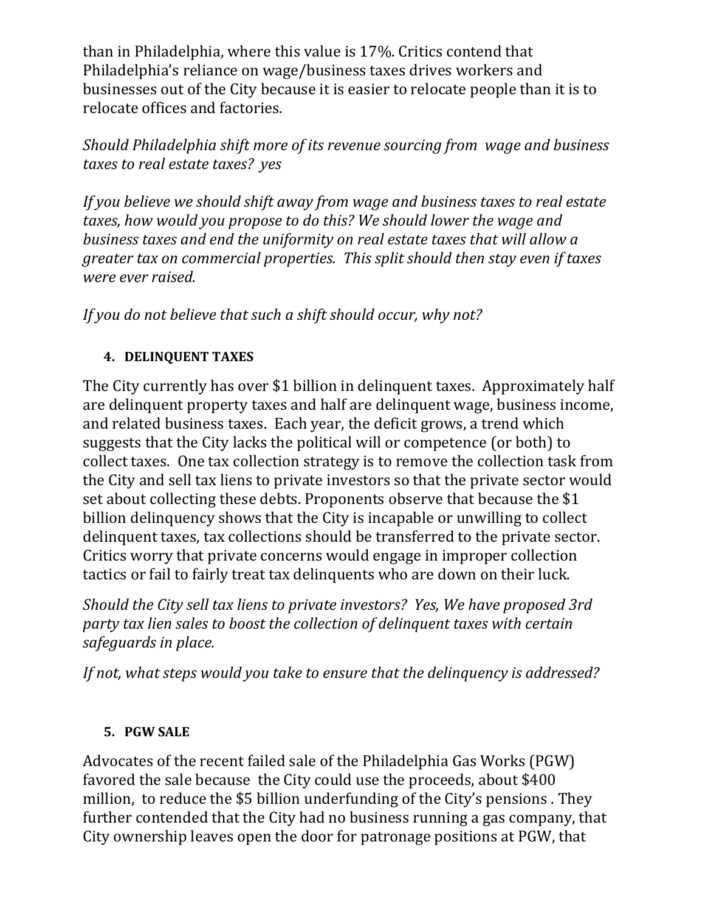than in Philadelphia, where this value is 17%. Critics contend that Philadelphia's reliance on wage/business taxes drives workers and businesses out of the City because it is easier to relocate people than it is to relocate offices and factories.

*Should Philadelphia shift more of its revenue sourcing from wage and business taxes to real estate taxes? yes*

*If you believe we should shift away from wage and business taxes to real estate taxes, how would you propose to do this? We should lower the wage and business taxes and end the uniformity on real estate taxes that will allow a greater tax on commercial properties. This split should then stay even if taxes were ever raised.*

*If you do not believe that such a shift should occur, why not?*

#### 4. DELINQUENT TAXES

The City currently has over $1 billion in delinquent taxes. Approximately half are delinquent property taxes and half are delinquent wage, business income, and related business taxes. Each year, the deficit grows, a trend which suggests that the City lacks the political will or competence (or both) to collect taxes. One tax collection strategy is to remove the collection task from the City and sell tax liens to private investors so that the private sector would set about collecting these debts. Proponents observe that because the $1 billion delinquency shows that the City is incapable or unwilling to collect delinquent taxes, tax collections should be transferred to the private sector. Critics worry that private concerns would engage in improper collection tactics or fail to fairly treat tax delinquents who are down on their luck.

*Should the City sell tax liens to private investors? Yes, We have proposed 3rd party tax lien sales to boost the collection of delinquent taxes with certain safeguards in place.*

*If not, what steps would you take to ensure that the delinquency is addressed?*

#### 5. PGW SALE

Advocates of the recent failed sale of the Philadelphia Gas Works (PGW) favored the sale because the City could use the proceeds, about $400 million, to reduce the $5 billion underfunding of the City's pensions . They further contended that the City had no business running a gas company, that City ownership leaves open the door for patronage positions at PGW, that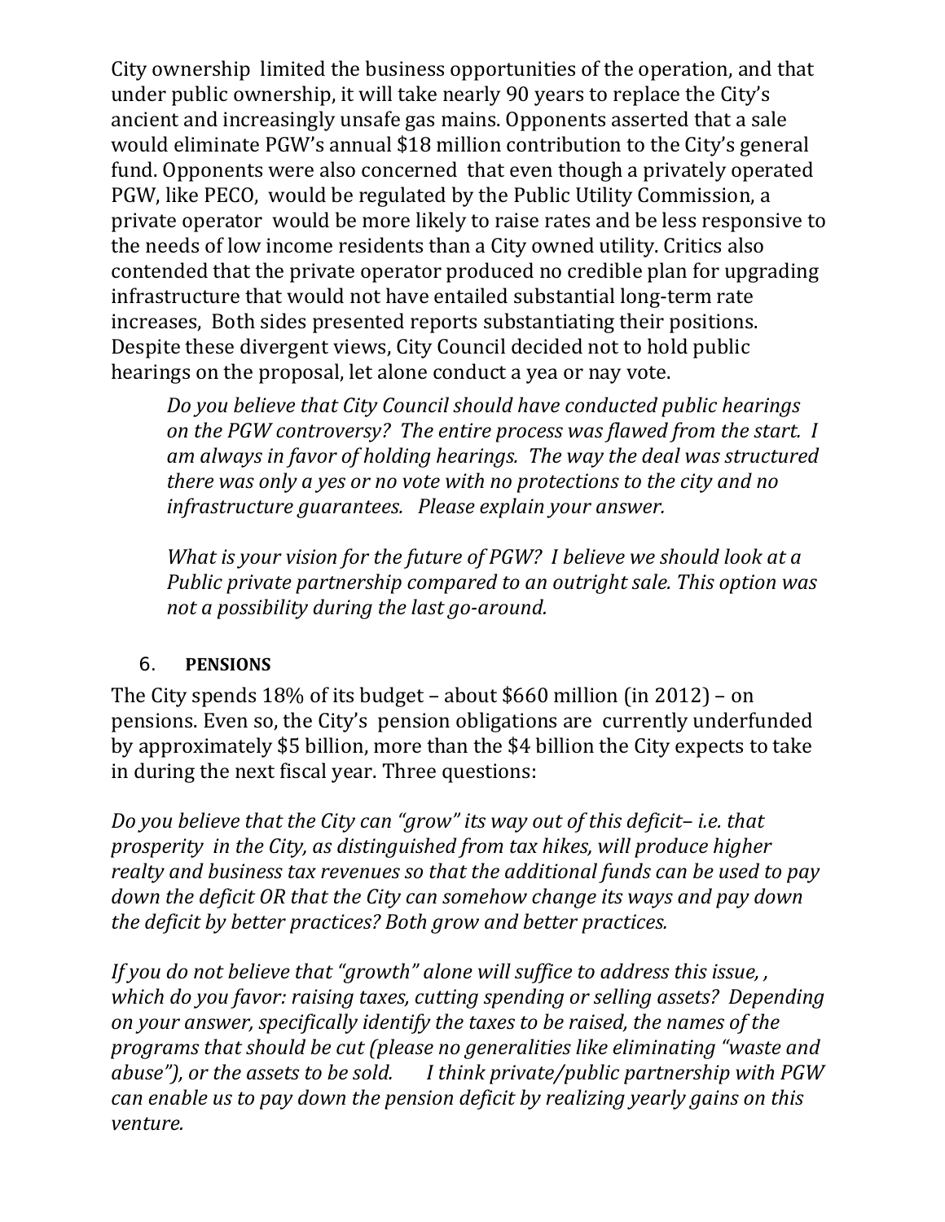City ownership limited the business opportunities of the operation, and that under public ownership, it will take nearly 90 years to replace the City's ancient and increasingly unsafe gas mains. Opponents asserted that a sale would eliminate PGW's annual $18 million contribution to the City's general fund. Opponents were also concerned that even though a privately operated PGW, like PECO, would be regulated by the Public Utility Commission, a private operator would be more likely to raise rates and be less responsive to the needs of low income residents than a City owned utility. Critics also contended that the private operator produced no credible plan for upgrading infrastructure that would not have entailed substantial long-term rate increases, Both sides presented reports substantiating their positions. Despite these divergent views, City Council decided not to hold public hearings on the proposal, let alone conduct a yea or nay vote.

> *Do you believe that City Council should have conducted public hearings on the PGW controversy? The entire process was flawed from the start. I am always in favor of holding hearings. The way the deal was structured there was only a yes or no vote with no protections to the city and no infrastructure guarantees. Please explain your answer.*
>
> *What is your vision for the future of PGW? I believe we should look at a Public private partnership compared to an outright sale. This option was not a possibility during the last go-around.*

## 6. PENSIONS

The City spends 18% of its budget – about $660 million (in 2012) – on pensions. Even so, the City's pension obligations are currently underfunded by approximately $5 billion, more than the $4 billion the City expects to take in during the next fiscal year. Three questions:

*Do you believe that the City can "grow" its way out of this deficit– i.e. that prosperity in the City, as distinguished from tax hikes, will produce higher realty and business tax revenues so that the additional funds can be used to pay down the deficit OR that the City can somehow change its ways and pay down the deficit by better practices? Both grow and better practices.*

*If you do not believe that "growth" alone will suffice to address this issue, , which do you favor: raising taxes, cutting spending or selling assets? Depending on your answer, specifically identify the taxes to be raised, the names of the programs that should be cut (please no generalities like eliminating "waste and abuse"), or the assets to be sold. I think private/public partnership with PGW can enable us to pay down the pension deficit by realizing yearly gains on this venture.*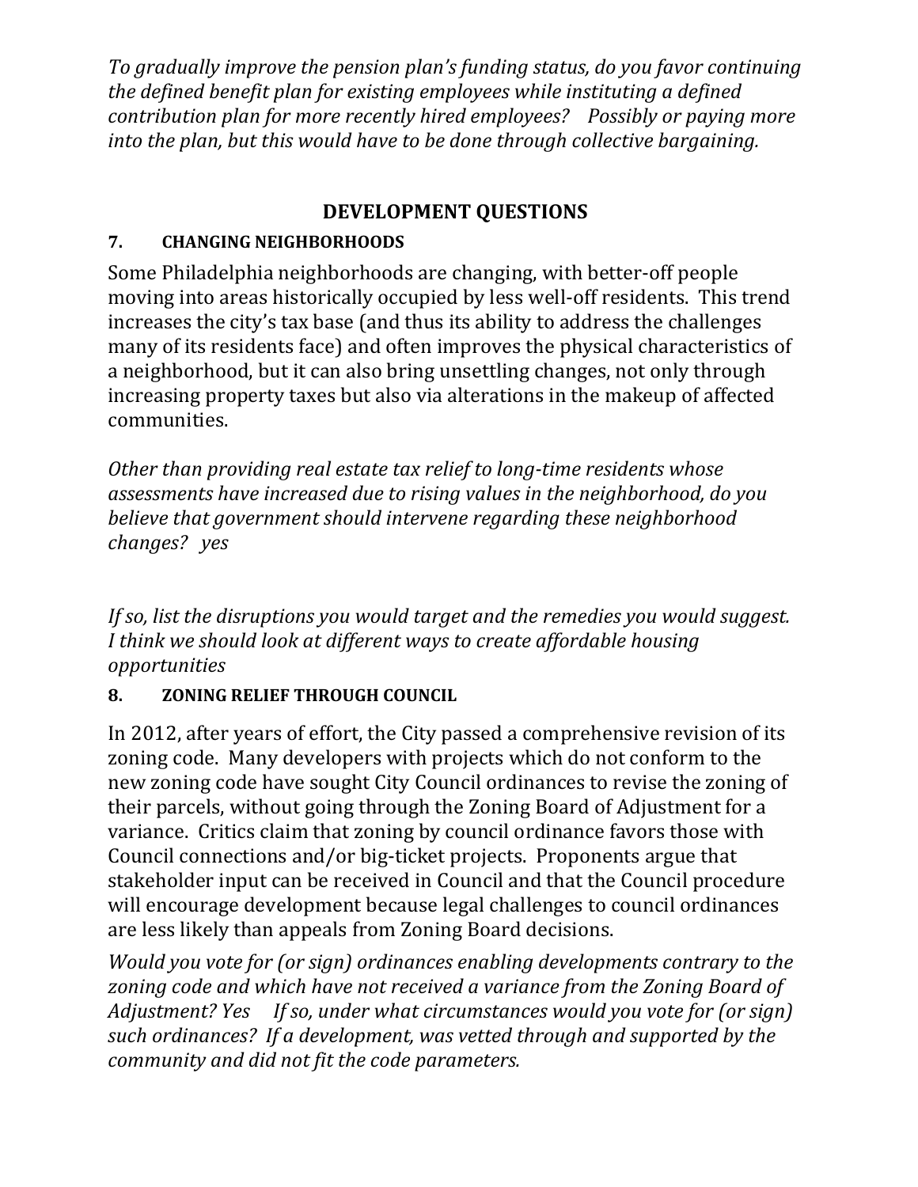*To gradually improve the pension plan's funding status, do you favor continuing the defined benefit plan for existing employees while instituting a defined contribution plan for more recently hired employees? Possibly or paying more into the plan, but this would have to be done through collective bargaining.*

## DEVELOPMENT QUESTIONS

### 7. CHANGING NEIGHBORHOODS

Some Philadelphia neighborhoods are changing, with better-off people moving into areas historically occupied by less well-off residents. This trend increases the city's tax base (and thus its ability to address the challenges many of its residents face) and often improves the physical characteristics of a neighborhood, but it can also bring unsettling changes, not only through increasing property taxes but also via alterations in the makeup of affected communities.

*Other than providing real estate tax relief to long-time residents whose assessments have increased due to rising values in the neighborhood, do you believe that government should intervene regarding these neighborhood changes? yes*

*If so, list the disruptions you would target and the remedies you would suggest. I think we should look at different ways to create affordable housing opportunities*

### 8. ZONING RELIEF THROUGH COUNCIL

In 2012, after years of effort, the City passed a comprehensive revision of its zoning code. Many developers with projects which do not conform to the new zoning code have sought City Council ordinances to revise the zoning of their parcels, without going through the Zoning Board of Adjustment for a variance. Critics claim that zoning by council ordinance favors those with Council connections and/or big-ticket projects. Proponents argue that stakeholder input can be received in Council and that the Council procedure will encourage development because legal challenges to council ordinances are less likely than appeals from Zoning Board decisions.

*Would you vote for (or sign) ordinances enabling developments contrary to the zoning code and which have not received a variance from the Zoning Board of Adjustment? Yes If so, under what circumstances would you vote for (or sign) such ordinances? If a development, was vetted through and supported by the community and did not fit the code parameters.*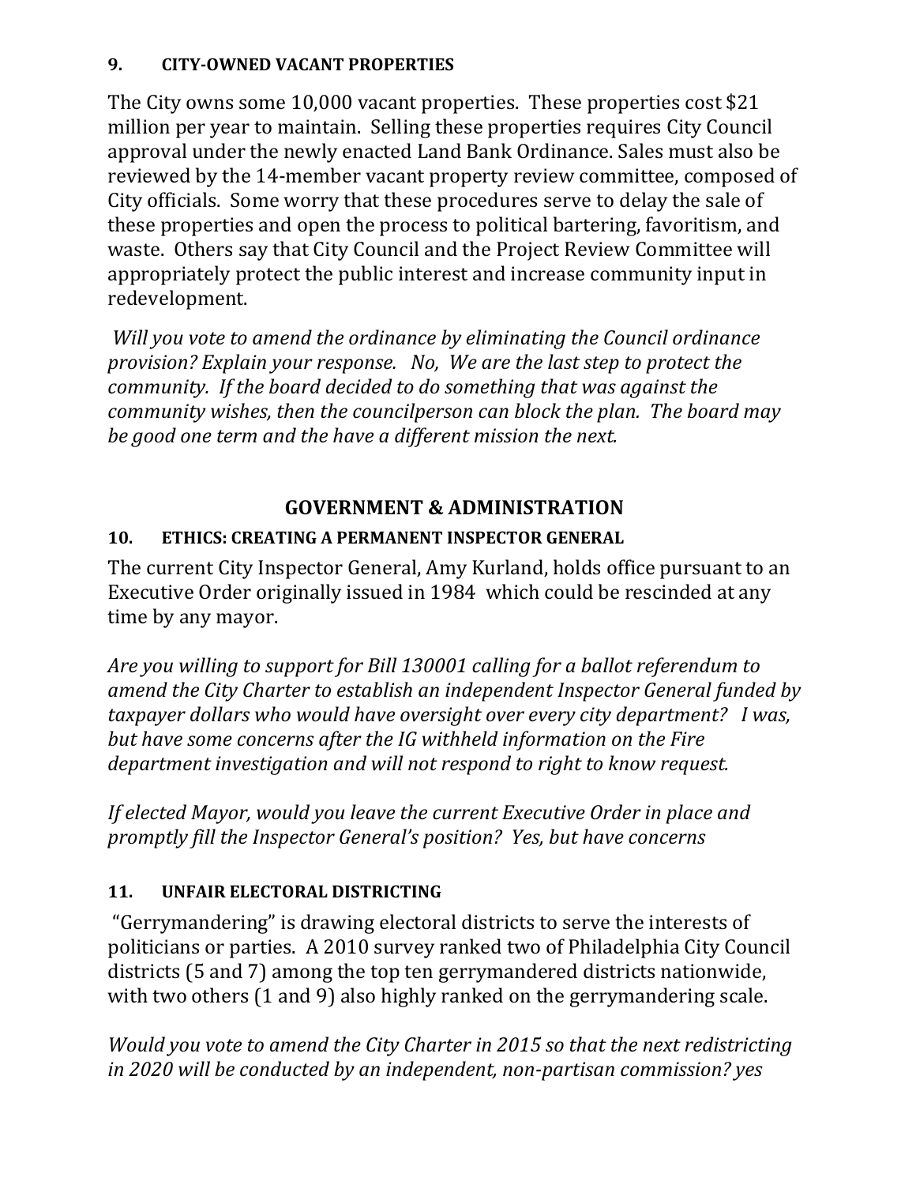### 9. CITY-OWNED VACANT PROPERTIES

The City owns some 10,000 vacant properties. These properties cost $21 million per year to maintain. Selling these properties requires City Council approval under the newly enacted Land Bank Ordinance. Sales must also be reviewed by the 14-member vacant property review committee, composed of City officials. Some worry that these procedures serve to delay the sale of these properties and open the process to political bartering, favoritism, and waste. Others say that City Council and the Project Review Committee will appropriately protect the public interest and increase community input in redevelopment.

*Will you vote to amend the ordinance by eliminating the Council ordinance provision? Explain your response. No, We are the last step to protect the community. If the board decided to do something that was against the community wishes, then the councilperson can block the plan. The board may be good one term and the have a different mission the next.*

## GOVERNMENT & ADMINISTRATION

### 10. ETHICS: CREATING A PERMANENT INSPECTOR GENERAL

The current City Inspector General, Amy Kurland, holds office pursuant to an Executive Order originally issued in 1984 which could be rescinded at any time by any mayor.

*Are you willing to support for Bill 130001 calling for a ballot referendum to amend the City Charter to establish an independent Inspector General funded by taxpayer dollars who would have oversight over every city department? I was, but have some concerns after the IG withheld information on the Fire department investigation and will not respond to right to know request.*

*If elected Mayor, would you leave the current Executive Order in place and promptly fill the Inspector General's position? Yes, but have concerns*

### 11. UNFAIR ELECTORAL DISTRICTING

"Gerrymandering" is drawing electoral districts to serve the interests of politicians or parties. A 2010 survey ranked two of Philadelphia City Council districts (5 and 7) among the top ten gerrymandered districts nationwide, with two others (1 and 9) also highly ranked on the gerrymandering scale.

*Would you vote to amend the City Charter in 2015 so that the next redistricting in 2020 will be conducted by an independent, non-partisan commission? yes*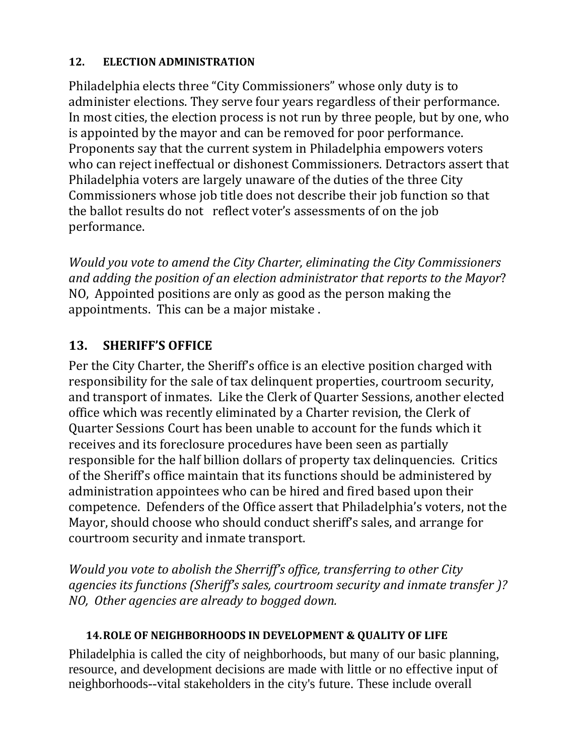### 12. ELECTION ADMINISTRATION

Philadelphia elects three "City Commissioners" whose only duty is to administer elections. They serve four years regardless of their performance. In most cities, the election process is not run by three people, but by one, who is appointed by the mayor and can be removed for poor performance. Proponents say that the current system in Philadelphia empowers voters who can reject ineffectual or dishonest Commissioners. Detractors assert that Philadelphia voters are largely unaware of the duties of the three City Commissioners whose job title does not describe their job function so that the ballot results do not reflect voter's assessments of on the job performance.

*Would you vote to amend the City Charter, eliminating the City Commissioners and adding the position of an election administrator that reports to the Mayor*? NO, Appointed positions are only as good as the person making the appointments. This can be a major mistake .

## 13. SHERIFF'S OFFICE

Per the City Charter, the Sheriff's office is an elective position charged with responsibility for the sale of tax delinquent properties, courtroom security, and transport of inmates. Like the Clerk of Quarter Sessions, another elected office which was recently eliminated by a Charter revision, the Clerk of Quarter Sessions Court has been unable to account for the funds which it receives and its foreclosure procedures have been seen as partially responsible for the half billion dollars of property tax delinquencies. Critics of the Sheriff's office maintain that its functions should be administered by administration appointees who can be hired and fired based upon their competence. Defenders of the Office assert that Philadelphia's voters, not the Mayor, should choose who should conduct sheriff's sales, and arrange for courtroom security and inmate transport.

*Would you vote to abolish the Sherriff's office, transferring to other City agencies its functions (Sheriff's sales, courtroom security and inmate transfer )? NO, Other agencies are already to bogged down.*

### 14. ROLE OF NEIGHBORHOODS IN DEVELOPMENT & QUALITY OF LIFE

Philadelphia is called the city of neighborhoods, but many of our basic planning, resource, and development decisions are made with little or no effective input of neighborhoods--vital stakeholders in the city's future. These include overall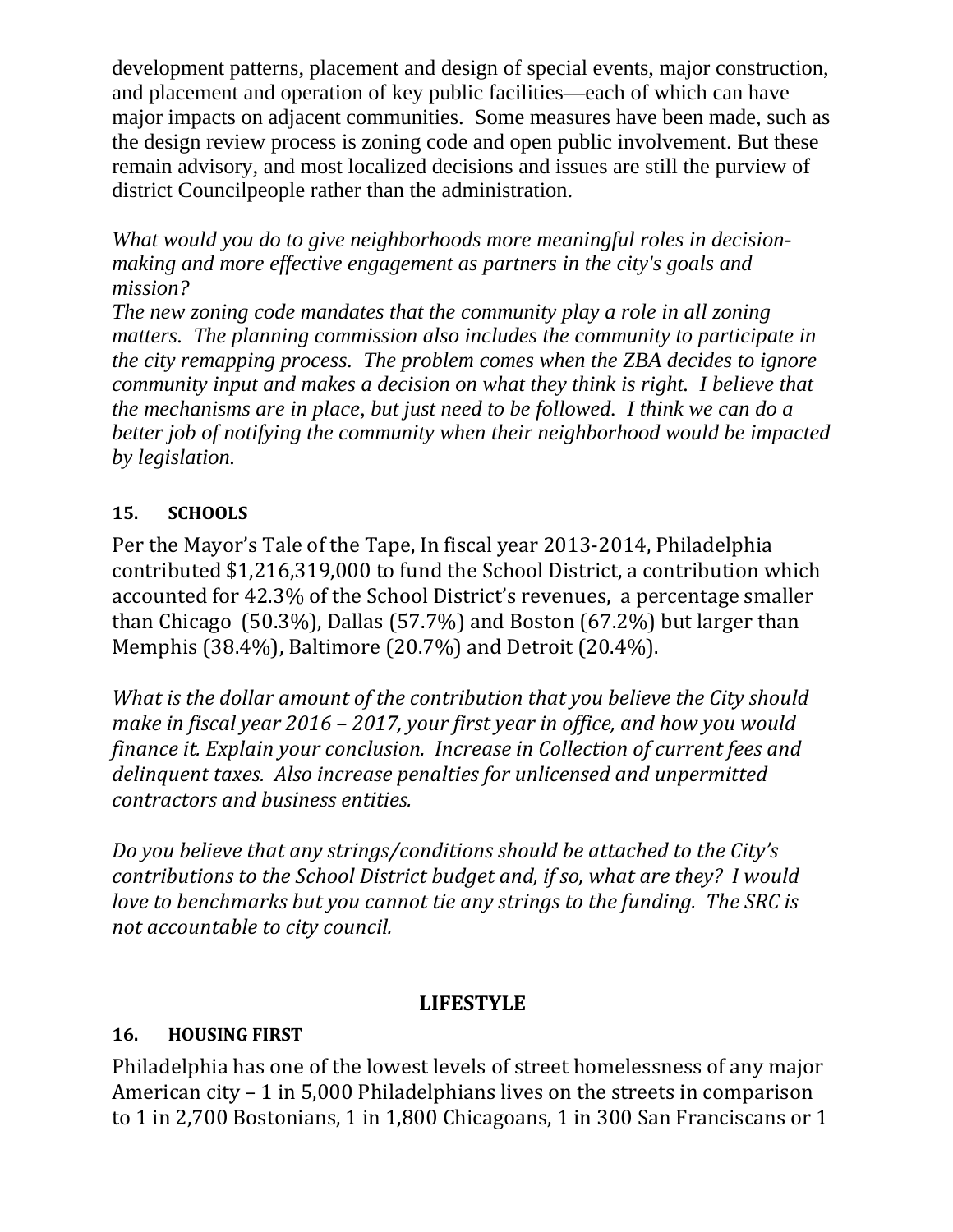development patterns, placement and design of special events, major construction, and placement and operation of key public facilities—each of which can have major impacts on adjacent communities. Some measures have been made, such as the design review process is zoning code and open public involvement. But these remain advisory, and most localized decisions and issues are still the purview of district Councilpeople rather than the administration.

*What would you do to give neighborhoods more meaningful roles in decision-making and more effective engagement as partners in the city's goals and mission?*
***The new zoning code mandates that the community play a role in all zoning matters. The planning commission also includes the community to participate in the city remapping process. The problem comes when the ZBA decides to ignore community input and makes a decision on what they think is right. I believe that the mechanisms are in place, but just need to be followed. I think we can do a better job of notifying the community when their neighborhood would be impacted by legislation.***

### 15. SCHOOLS

Per the Mayor's Tale of the Tape, In fiscal year 2013-2014, Philadelphia contributed $1,216,319,000 to fund the School District, a contribution which accounted for 42.3% of the School District's revenues, a percentage smaller than Chicago (50.3%), Dallas (57.7%) and Boston (67.2%) but larger than Memphis (38.4%), Baltimore (20.7%) and Detroit (20.4%).

*What is the dollar amount of the contribution that you believe the City should make in fiscal year 2016 – 2017, your first year in office, and how you would finance it. Explain your conclusion. Increase in Collection of current fees and delinquent taxes. Also increase penalties for unlicensed and unpermitted contractors and business entities.*

*Do you believe that any strings/conditions should be attached to the City's contributions to the School District budget and, if so, what are they? I would love to benchmarks but you cannot tie any strings to the funding. The SRC is not accountable to city council.*

## LIFESTYLE

### 16. HOUSING FIRST

Philadelphia has one of the lowest levels of street homelessness of any major American city – 1 in 5,000 Philadelphians lives on the streets in comparison to 1 in 2,700 Bostonians, 1 in 1,800 Chicagoans, 1 in 300 San Franciscans or 1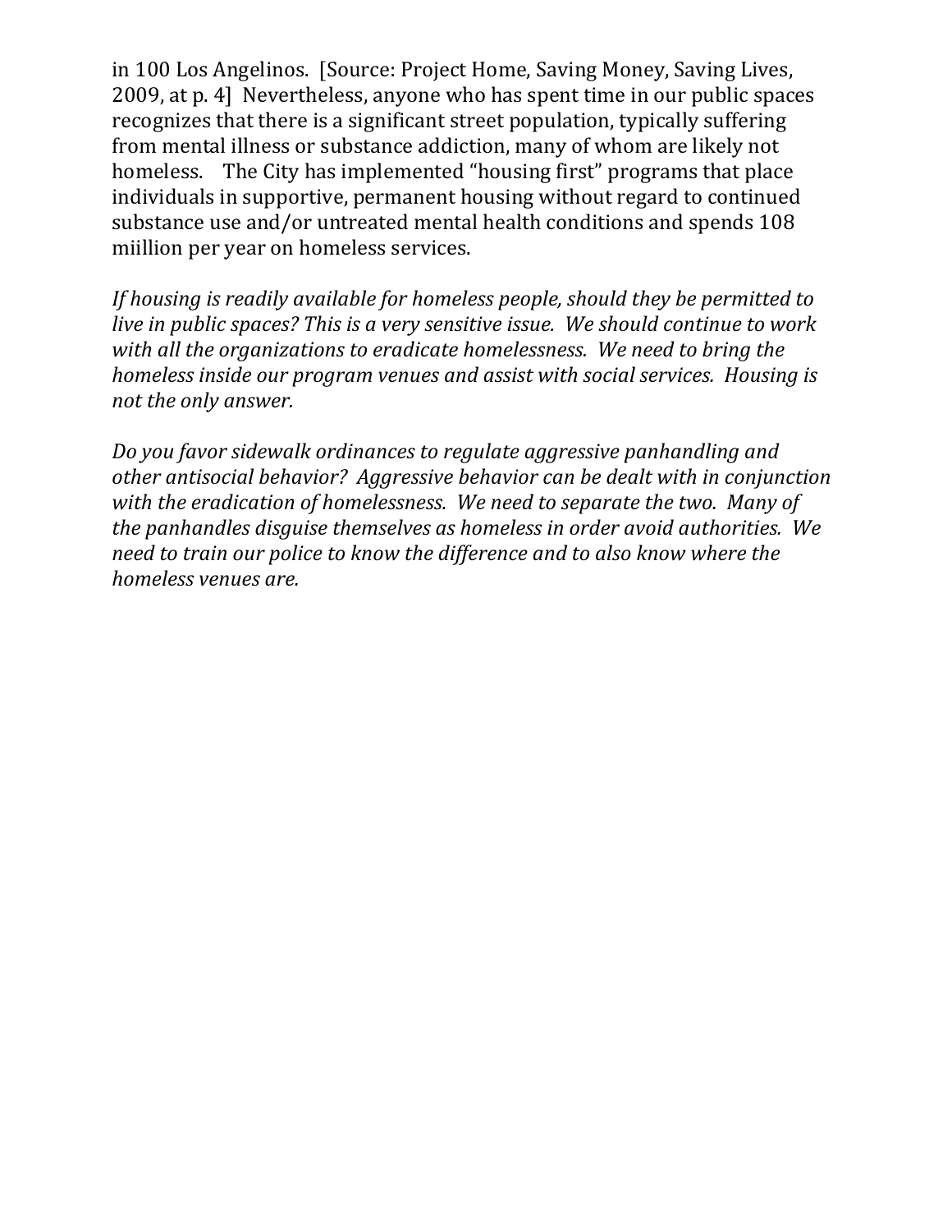in 100 Los Angelinos. [Source: Project Home, Saving Money, Saving Lives, 2009, at p. 4] Nevertheless, anyone who has spent time in our public spaces recognizes that there is a significant street population, typically suffering from mental illness or substance addiction, many of whom are likely not homeless. The City has implemented "housing first" programs that place individuals in supportive, permanent housing without regard to continued substance use and/or untreated mental health conditions and spends 108 miillion per year on homeless services.

*If housing is readily available for homeless people, should they be permitted to live in public spaces? This is a very sensitive issue. We should continue to work with all the organizations to eradicate homelessness. We need to bring the homeless inside our program venues and assist with social services. Housing is not the only answer.*

*Do you favor sidewalk ordinances to regulate aggressive panhandling and other antisocial behavior? Aggressive behavior can be dealt with in conjunction with the eradication of homelessness. We need to separate the two. Many of the panhandles disguise themselves as homeless in order avoid authorities. We need to train our police to know the difference and to also know where the homeless venues are.*